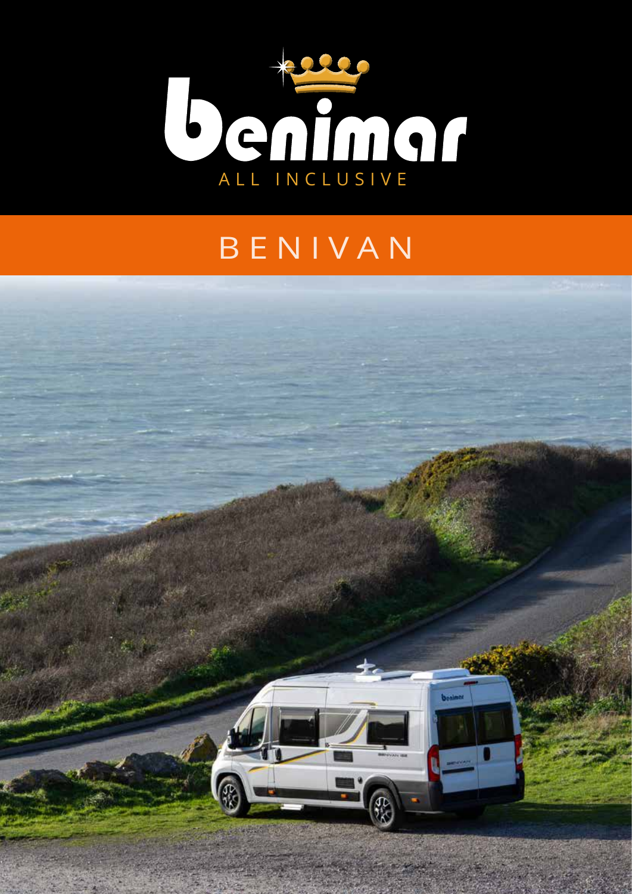# benimar

ALL INCLUSIVE

## BENIVAN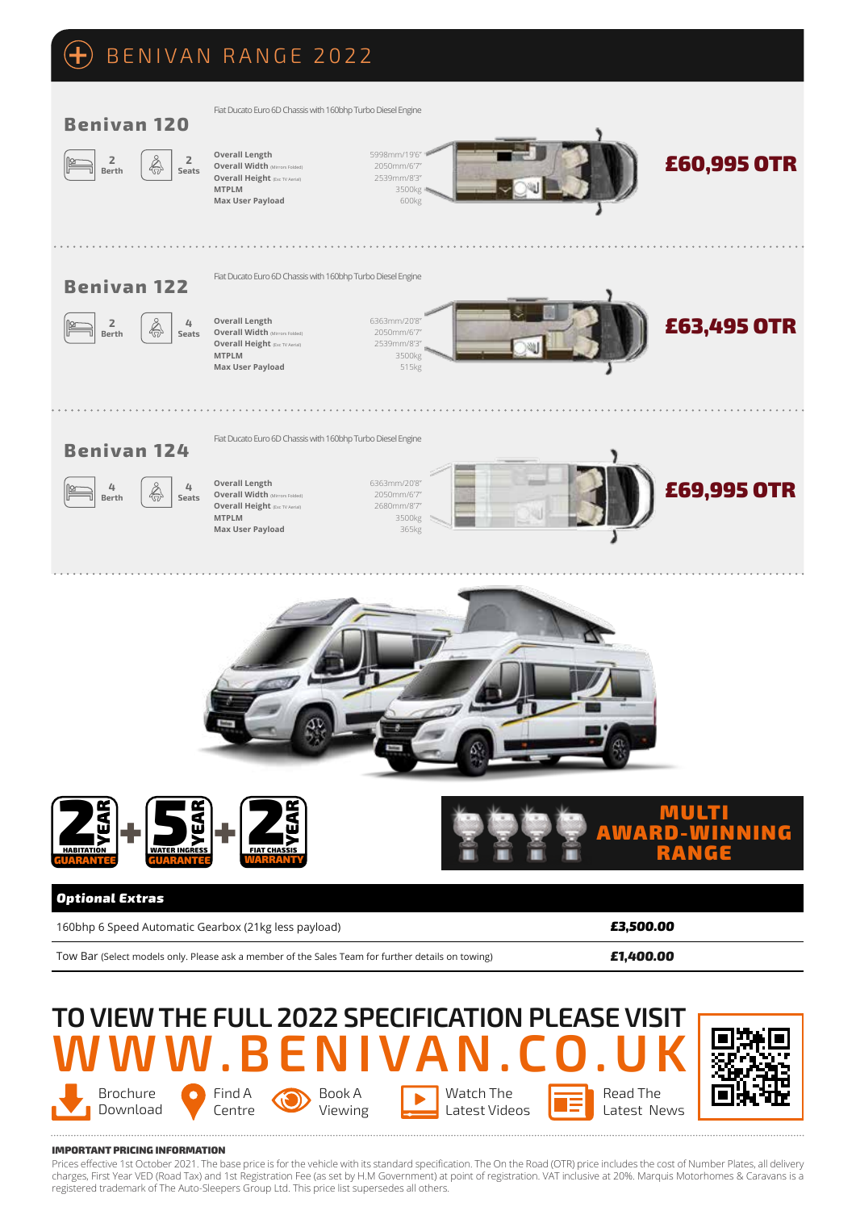# BENIVAN RANGE 2022

## Benivan 120

2 Berth | 2 Seats

Fiat Ducato Euro 6D Chassis with 160bhp Turbo Diesel Engine

| | |
|---|---|
| **Overall Length** | 5998mm/19'6" |
| **Overall Width** (Mirrors Folded) | 2050mm/6'7" |
| **Overall Height** (Exc TV Aerial) | 2539mm/8'3" |
| **MTPLM** | 3500kg |
| **Max User Payload** | 600kg |

**£60,995 OTR**

## Benivan 122

2 Berth | 4 Seats

Fiat Ducato Euro 6D Chassis with 160bhp Turbo Diesel Engine

| | |
|---|---|
| **Overall Length** | 6363mm/20'8" |
| **Overall Width** (Mirrors Folded) | 2050mm/6'7" |
| **Overall Height** (Exc TV Aerial) | 2539mm/8'3" |
| **MTPLM** | 3500kg |
| **Max User Payload** | 515kg |

**£63,495 OTR**

## Benivan 124

4 Berth | 4 Seats

Fiat Ducato Euro 6D Chassis with 160bhp Turbo Diesel Engine

| | |
|---|---|
| **Overall Length** | 6363mm/20'8" |
| **Overall Width** (Mirrors Folded) | 2050mm/6'7" |
| **Overall Height** (Exc TV Aerial) | 2680mm/8'7" |
| **MTPLM** | 3500kg |
| **Max User Payload** | 365kg |

**£69,995 OTR**

2 YEAR HABITATION GUARANTEE + 5 YEAR WATER INGRESS GUARANTEE + 2 YEAR FIAT CHASSIS WARRANTY

MULTI AWARD-WINNING RANGE

## Optional Extras

| | |
|---|---|
| 160bhp 6 Speed Automatic Gearbox (21kg less payload) | **£3,500.00** |
| Tow Bar (Select models only. Please ask a member of the Sales Team for further details on towing) | **£1,400.00** |

## TO VIEW THE FULL 2022 SPECIFICATION PLEASE VISIT WWW.BENIVAN.CO.UK

Brochure Download | Find A Centre | Book A Viewing | Watch The Latest Videos | Read The Latest News

**IMPORTANT PRICING INFORMATION**

Prices effective 1st October 2021. The base price is for the vehicle with its standard specification. The On the Road (OTR) price includes the cost of Number Plates, all delivery charges, First Year VED (Road Tax) and 1st Registration Fee (as set by H.M Government) at point of registration. VAT inclusive at 20%. Marquis Motorhomes & Caravans is a registered trademark of The Auto-Sleepers Group Ltd. This price list supersedes all others.